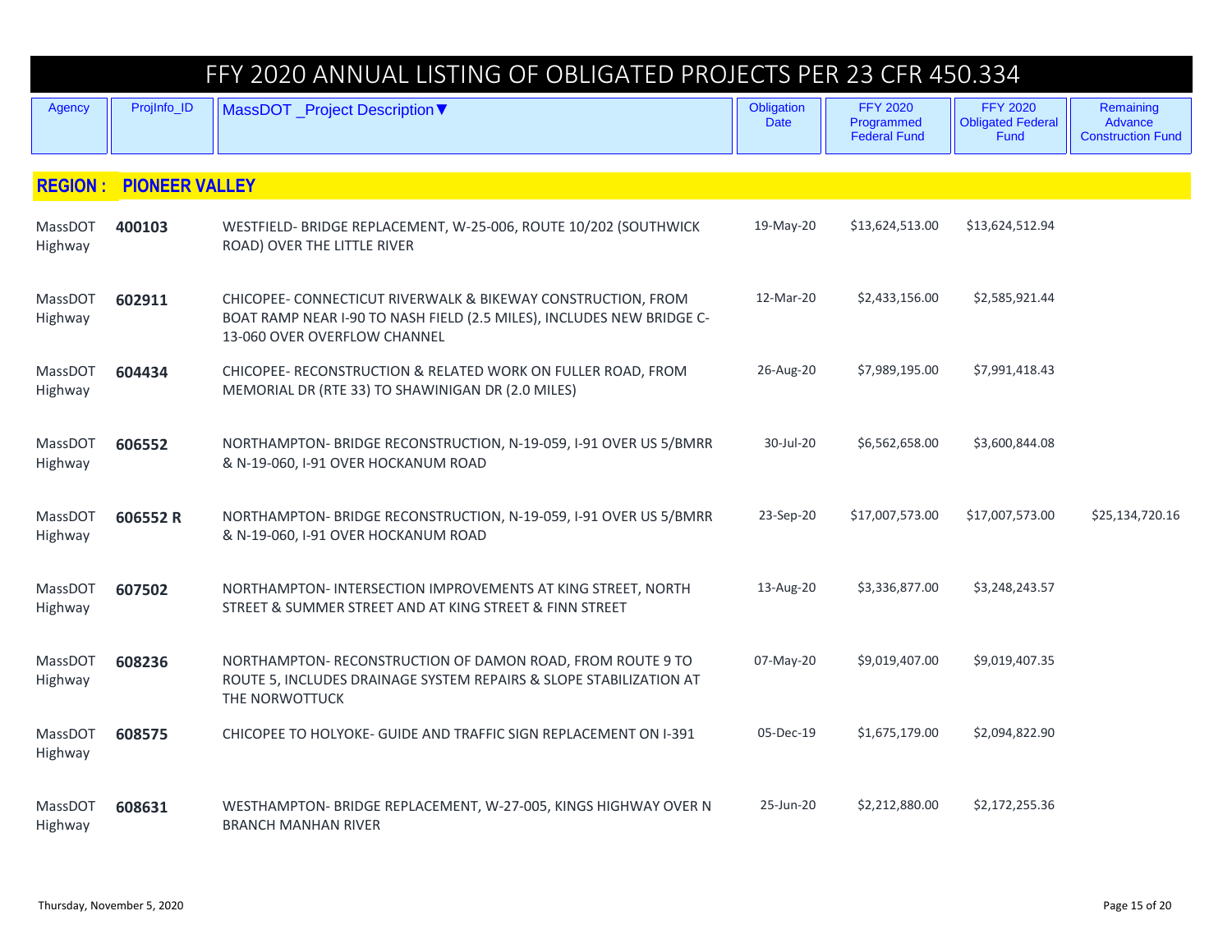# FFY 2020 ANNUAL LISTING OF OBLIGATED PROJECTS PER 23 CFR 450.334

## REGION : PIONEER VALLEY

| Agency | ProjInfo_ID | MassDOT _Project Description▼ | Obligation Date | FFY 2020 Programmed Federal Fund | FFY 2020 Obligated Federal Fund | Remaining Advance Construction Fund |
|---|---|---|---|---|---|---|
| MassDOT Highway | **400103** | WESTFIELD- BRIDGE REPLACEMENT, W-25-006, ROUTE 10/202 (SOUTHWICK ROAD) OVER THE LITTLE RIVER | 19-May-20 | $13,624,513.00 | $13,624,512.94 | |
| MassDOT Highway | **602911** | CHICOPEE- CONNECTICUT RIVERWALK & BIKEWAY CONSTRUCTION, FROM BOAT RAMP NEAR I-90 TO NASH FIELD (2.5 MILES), INCLUDES NEW BRIDGE C-13-060 OVER OVERFLOW CHANNEL | 12-Mar-20 | $2,433,156.00 | $2,585,921.44 | |
| MassDOT Highway | **604434** | CHICOPEE- RECONSTRUCTION & RELATED WORK ON FULLER ROAD, FROM MEMORIAL DR (RTE 33) TO SHAWINIGAN DR (2.0 MILES) | 26-Aug-20 | $7,989,195.00 | $7,991,418.43 | |
| MassDOT Highway | **606552** | NORTHAMPTON- BRIDGE RECONSTRUCTION, N-19-059, I-91 OVER US 5/BMRR & N-19-060, I-91 OVER HOCKANUM ROAD | 30-Jul-20 | $6,562,658.00 | $3,600,844.08 | |
| MassDOT Highway | **606552 R** | NORTHAMPTON- BRIDGE RECONSTRUCTION, N-19-059, I-91 OVER US 5/BMRR & N-19-060, I-91 OVER HOCKANUM ROAD | 23-Sep-20 | $17,007,573.00 | $17,007,573.00 | $25,134,720.16 |
| MassDOT Highway | **607502** | NORTHAMPTON- INTERSECTION IMPROVEMENTS AT KING STREET, NORTH STREET & SUMMER STREET AND AT KING STREET & FINN STREET | 13-Aug-20 | $3,336,877.00 | $3,248,243.57 | |
| MassDOT Highway | **608236** | NORTHAMPTON- RECONSTRUCTION OF DAMON ROAD, FROM ROUTE 9 TO ROUTE 5, INCLUDES DRAINAGE SYSTEM REPAIRS & SLOPE STABILIZATION AT THE NORWOTTUCK | 07-May-20 | $9,019,407.00 | $9,019,407.35 | |
| MassDOT Highway | **608575** | CHICOPEE TO HOLYOKE- GUIDE AND TRAFFIC SIGN REPLACEMENT ON I-391 | 05-Dec-19 | $1,675,179.00 | $2,094,822.90 | |
| MassDOT Highway | **608631** | WESTHAMPTON- BRIDGE REPLACEMENT, W-27-005, KINGS HIGHWAY OVER N BRANCH MANHAN RIVER | 25-Jun-20 | $2,212,880.00 | $2,172,255.36 | |

Thursday, November 5, 2020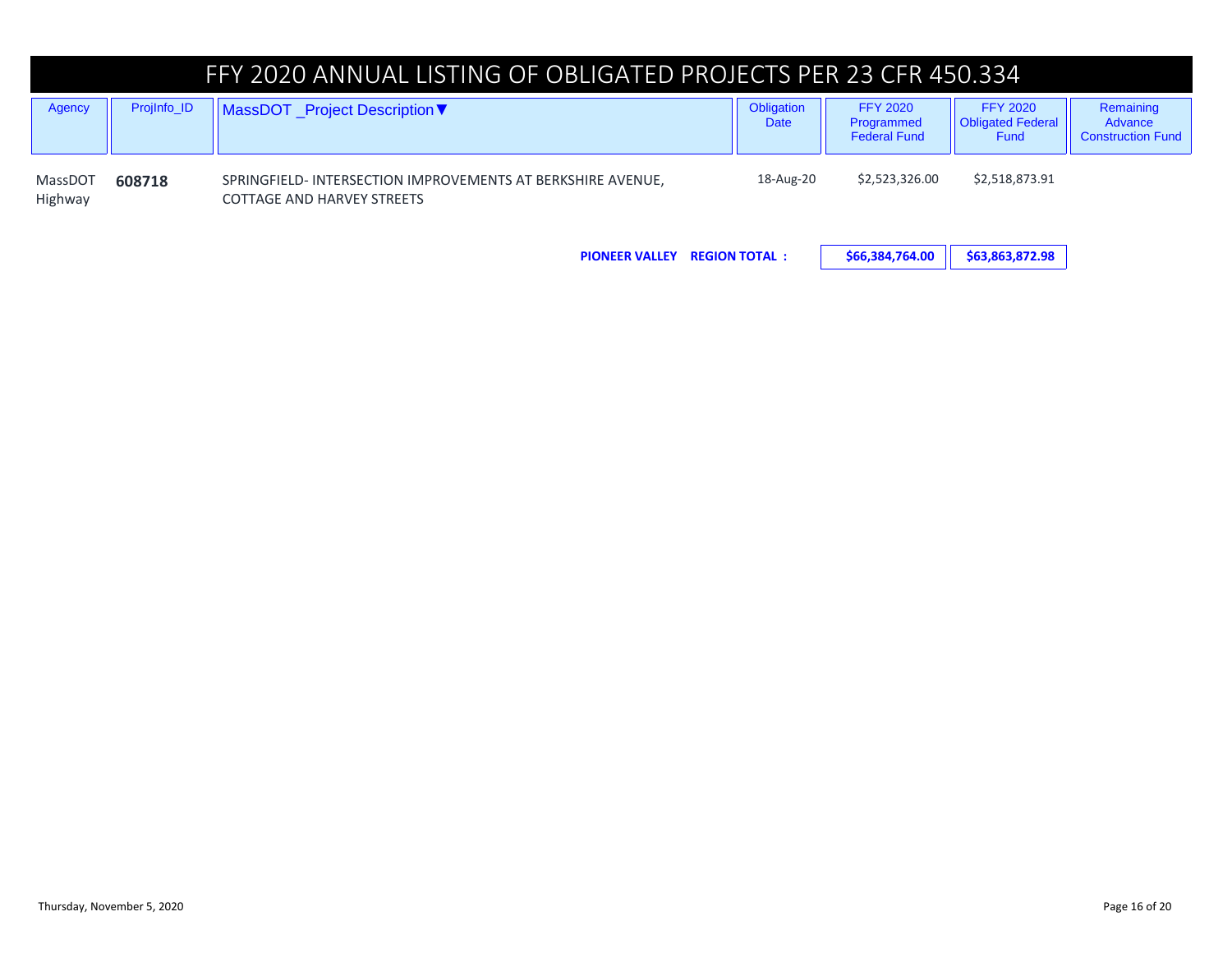# FFY 2020 ANNUAL LISTING OF OBLIGATED PROJECTS PER 23 CFR 450.334

| Agency | ProjInfo_ID | MassDOT _Project Description▼ | Obligation Date | FFY 2020 Programmed Federal Fund | FFY 2020 Obligated Federal Fund | Remaining Advance Construction Fund |
|---|---|---|---|---|---|---|
| MassDOT Highway | **608718** | SPRINGFIELD- INTERSECTION IMPROVEMENTS AT BERKSHIRE AVENUE, COTTAGE AND HARVEY STREETS | 18-Aug-20 | $2,523,326.00 | $2,518,873.91 | |
| | | | **PIONEER VALLEY REGION TOTAL :** | **$66,384,764.00** | **$63,863,872.98** | |

Thursday, November 5, 2020